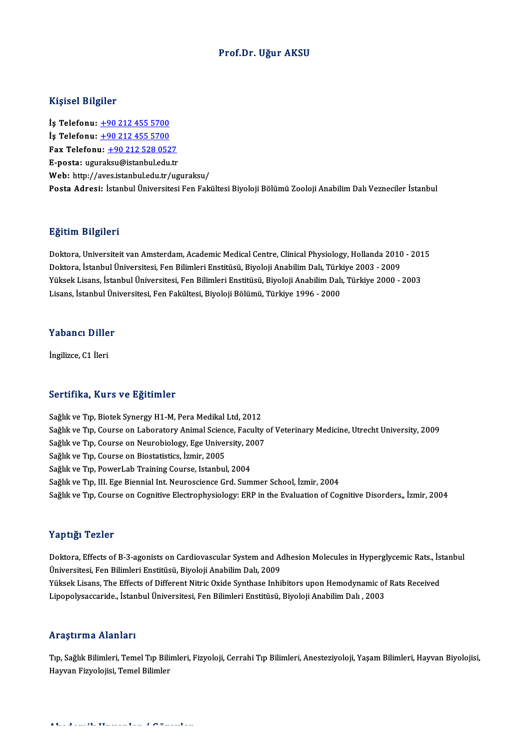# Prof.Dr. Uğur AKSU

## Kişisel Bilgiler

**İş Telefonu:** +90 212 455 5700
**İş Telefonu:** +90 212 455 5700
**Fax Telefonu:** +90 212 528 0527
**E-posta:** uguraksu@istanbul.edu.tr
**Web:** http://aves.istanbul.edu.tr/uguraksu/
**Posta Adresi:** İstanbul Üniversitesi Fen Fakültesi Biyoloji Bölümü Zooloji Anabilim Dalı Vezneciler İstanbul

## Eğitim Bilgileri

Doktora, Universiteit van Amsterdam, Academic Medical Centre, Clinical Physiology, Hollanda 2010 - 2015
Doktora, İstanbul Üniversitesi, Fen Bilimleri Enstitüsü, Biyoloji Anabilim Dalı, Türkiye 2003 - 2009
Yüksek Lisans, İstanbul Üniversitesi, Fen Bilimleri Enstitüsü, Biyoloji Anabilim Dalı, Türkiye 2000 - 2003
Lisans, İstanbul Üniversitesi, Fen Fakültesi, Biyoloji Bölümü, Türkiye 1996 - 2000

## Yabancı Diller

İngilizce, C1 İleri

## Sertifika, Kurs ve Eğitimler

Sağlık ve Tıp, Biotek Synergy H1-M, Pera Medikal Ltd, 2012
Sağlık ve Tıp, Course on Laboratory Animal Science, Faculty of Veterinary Medicine, Utrecht University, 2009
Sağlık ve Tıp, Course on Neurobiology, Ege University, 2007
Sağlık ve Tıp, Course on Biostatistics, İzmir, 2005
Sağlık ve Tıp, PowerLab Training Course, Istanbul, 2004
Sağlık ve Tıp, III. Ege Biennial Int. Neuroscience Grd. Summer School, İzmir, 2004
Sağlık ve Tıp, Course on Cognitive Electrophysiology: ERP in the Evaluation of Cognitive Disorders,, İzmir, 2004

## Yaptığı Tezler

Doktora, Effects of B-3-agonists on Cardiovascular System and Adhesion Molecules in Hyperglycemic Rats., İstanbul Üniversitesi, Fen Bilimleri Enstitüsü, Biyoloji Anabilim Dalı, 2009
Yüksek Lisans, The Effects of Different Nitric Oxide Synthase Inhibitors upon Hemodynamic of Rats Received Lipopolysaccaride., İstanbul Üniversitesi, Fen Bilimleri Enstitüsü, Biyoloji Anabilim Dalı , 2003

## Araştırma Alanları

Tıp, Sağlık Bilimleri, Temel Tıp Bilimleri, Fizyoloji, Cerrahi Tıp Bilimleri, Anesteziyoloji, Yaşam Bilimleri, Hayvan Biyolojisi, Hayvan Fizyolojisi, Temel Bilimler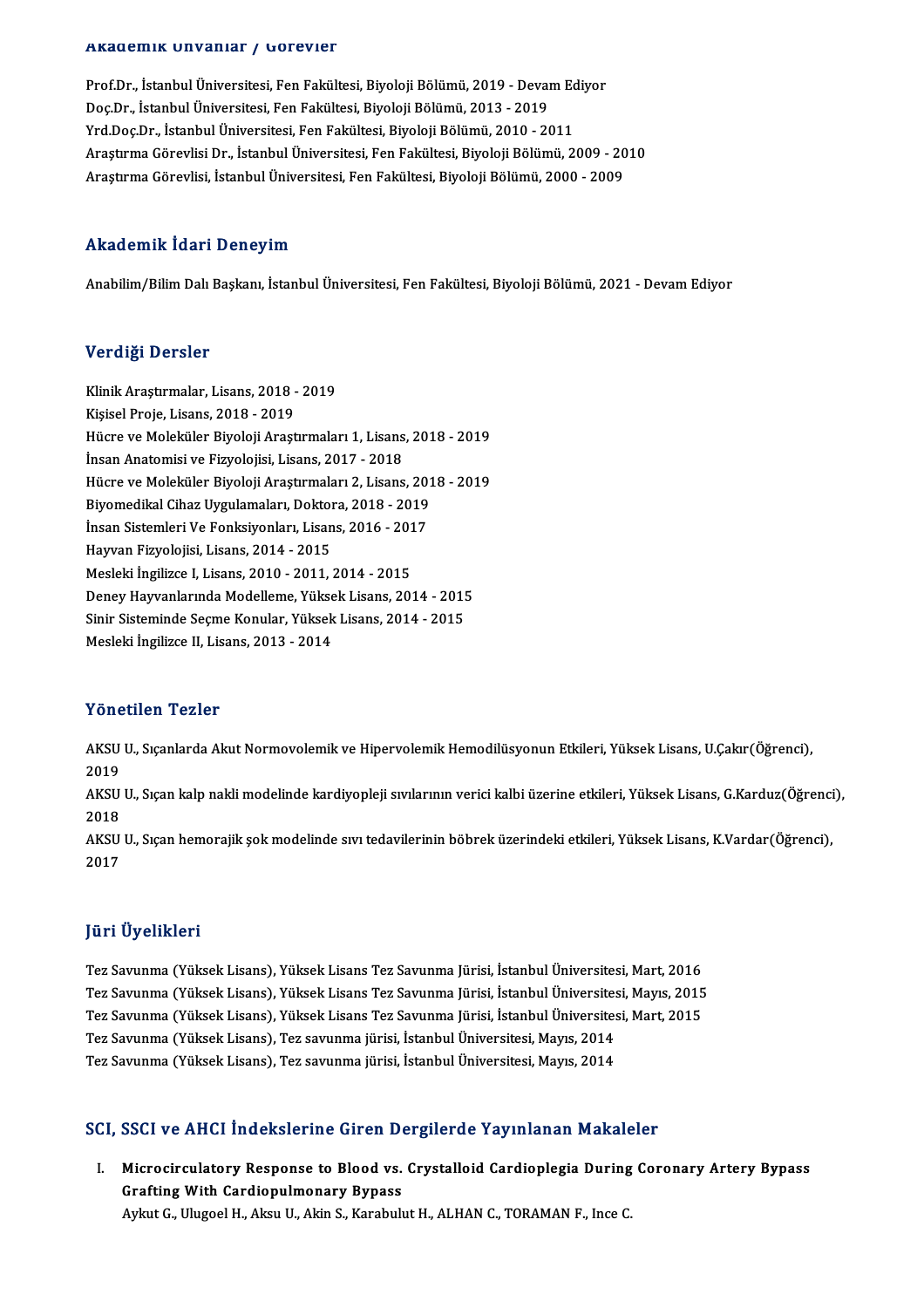## Akademik Unvanlar / Görevler

Prof.Dr., İstanbul Üniversitesi, Fen Fakültesi, Biyoloji Bölümü, 2019 - Devam Ediyor
Doç.Dr., İstanbul Üniversitesi, Fen Fakültesi, Biyoloji Bölümü, 2013 - 2019
Yrd.Doç.Dr., İstanbul Üniversitesi, Fen Fakültesi, Biyoloji Bölümü, 2010 - 2011
Araştırma Görevlisi Dr., İstanbul Üniversitesi, Fen Fakültesi, Biyoloji Bölümü, 2009 - 2010
Araştırma Görevlisi, İstanbul Üniversitesi, Fen Fakültesi, Biyoloji Bölümü, 2000 - 2009

## Akademik İdari Deneyim

Anabilim/Bilim Dalı Başkanı, İstanbul Üniversitesi, Fen Fakültesi, Biyoloji Bölümü, 2021 - Devam Ediyor

## Verdiği Dersler

Klinik Araştırmalar, Lisans, 2018 - 2019
Kişisel Proje, Lisans, 2018 - 2019
Hücre ve Moleküler Biyoloji Araştırmaları 1, Lisans, 2018 - 2019
İnsan Anatomisi ve Fizyolojisi, Lisans, 2017 - 2018
Hücre ve Moleküler Biyoloji Araştırmaları 2, Lisans, 2018 - 2019
Biyomedikal Cihaz Uygulamaları, Doktora, 2018 - 2019
İnsan Sistemleri Ve Fonksiyonları, Lisans, 2016 - 2017
Hayvan Fizyolojisi, Lisans, 2014 - 2015
Mesleki İngilizce I, Lisans, 2010 - 2011, 2014 - 2015
Deney Hayvanlarında Modelleme, Yüksek Lisans, 2014 - 2015
Sinir Sisteminde Seçme Konular, Yüksek Lisans, 2014 - 2015
Mesleki İngilizce II, Lisans, 2013 - 2014

## Yönetilen Tezler

AKSU U., Sıçanlarda Akut Normovolemik ve Hipervolemik Hemodilüsyonun Etkileri, Yüksek Lisans, U.Çakır(Öğrenci), 2019

AKSU U., Sıçan kalp nakli modelinde kardiyopleji sıvılarının verici kalbi üzerine etkileri, Yüksek Lisans, G.Karduz(Öğrenci), 2018

AKSU U., Sıçan hemorajik şok modelinde sıvı tedavilerinin böbrek üzerindeki etkileri, Yüksek Lisans, K.Vardar(Öğrenci), 2017

## Jüri Üyelikleri

Tez Savunma (Yüksek Lisans), Yüksek Lisans Tez Savunma Jürisi, İstanbul Üniversitesi, Mart, 2016
Tez Savunma (Yüksek Lisans), Yüksek Lisans Tez Savunma Jürisi, İstanbul Üniversitesi, Mayıs, 2015
Tez Savunma (Yüksek Lisans), Yüksek Lisans Tez Savunma Jürisi, İstanbul Üniversitesi, Mart, 2015
Tez Savunma (Yüksek Lisans), Tez savunma jürisi, İstanbul Üniversitesi, Mayıs, 2014
Tez Savunma (Yüksek Lisans), Tez savunma jürisi, İstanbul Üniversitesi, Mayıs, 2014

## SCI, SSCI ve AHCI İndekslerine Giren Dergilerde Yayınlanan Makaleler

I. **Microcirculatory Response to Blood vs. Crystalloid Cardioplegia During Coronary Artery Bypass Grafting With Cardiopulmonary Bypass**
Aykut G., Ulugoel H., Aksu U., Akin S., Karabulut H., ALHAN C., TORAMAN F., Ince C.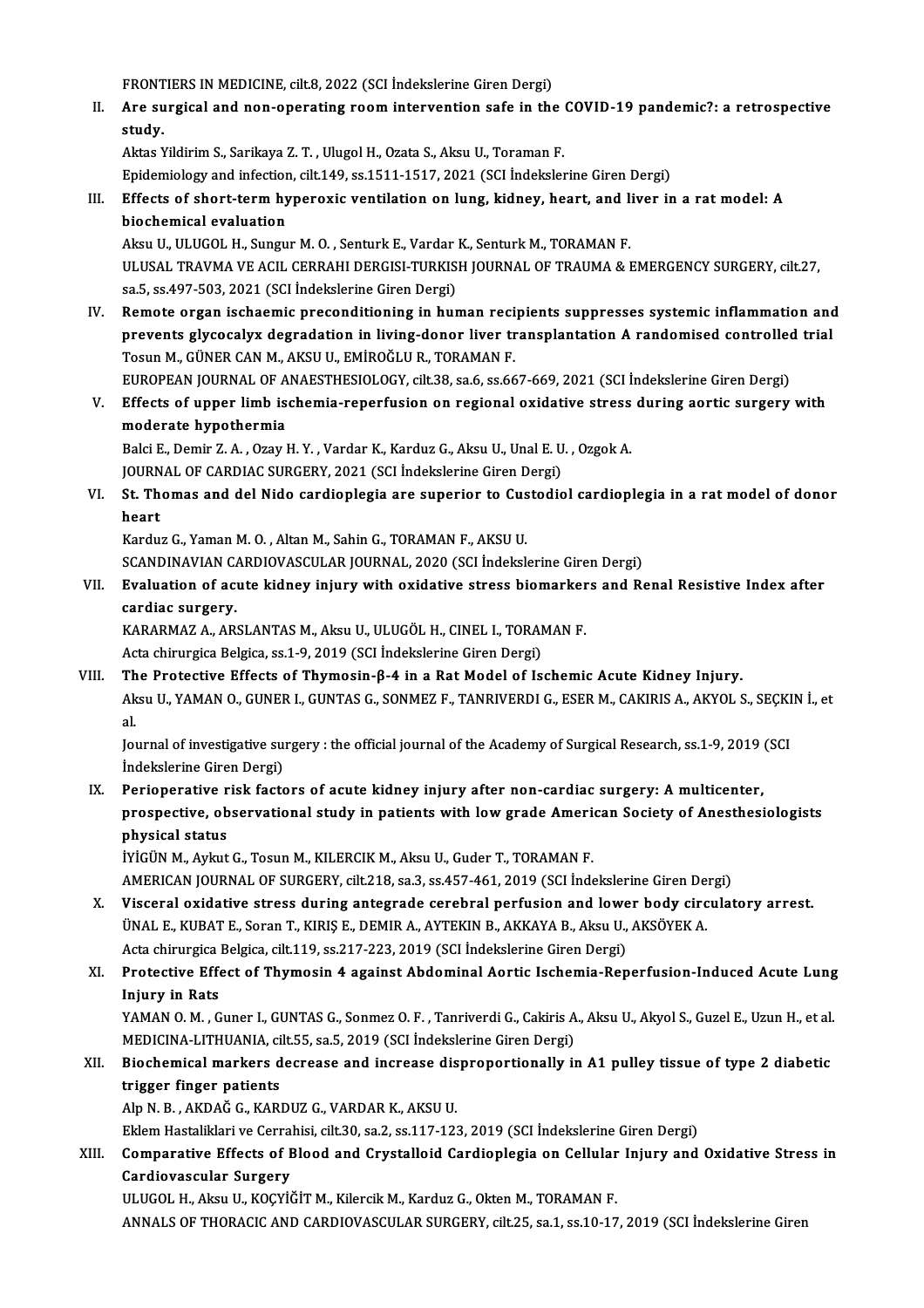FRONTIERS IN MEDICINE, cilt.8, 2022 (SCI İndekslerine Giren Dergi)

II. **Are surgical and non-operating room intervention safe in the COVID-19 pandemic?: a retrospective study.**
Aktas Yildirim S., Sarikaya Z. T. , Ulugol H., Ozata S., Aksu U., Toraman F.
Epidemiology and infection, cilt.149, ss.1511-1517, 2021 (SCI İndekslerine Giren Dergi)

III. **Effects of short-term hyperoxic ventilation on lung, kidney, heart, and liver in a rat model: A biochemical evaluation**
Aksu U., ULUGOL H., Sungur M. O. , Senturk E., Vardar K., Senturk M., TORAMAN F.
ULUSAL TRAVMA VE ACIL CERRAHI DERGISI-TURKISH JOURNAL OF TRAUMA & EMERGENCY SURGERY, cilt.27, sa.5, ss.497-503, 2021 (SCI İndekslerine Giren Dergi)

IV. **Remote organ ischaemic preconditioning in human recipients suppresses systemic inflammation and prevents glycocalyx degradation in living-donor liver transplantation A randomised controlled trial**
Tosun M., GÜNER CAN M., AKSU U., EMİROĞLU R., TORAMAN F.
EUROPEAN JOURNAL OF ANAESTHESIOLOGY, cilt.38, sa.6, ss.667-669, 2021 (SCI İndekslerine Giren Dergi)

V. **Effects of upper limb ischemia-reperfusion on regional oxidative stress during aortic surgery with moderate hypothermia**
Balci E., Demir Z. A. , Ozay H. Y. , Vardar K., Karduz G., Aksu U., Unal E. U. , Ozgok A.
JOURNAL OF CARDIAC SURGERY, 2021 (SCI İndekslerine Giren Dergi)

VI. **St. Thomas and del Nido cardioplegia are superior to Custodiol cardioplegia in a rat model of donor heart**
Karduz G., Yaman M. O. , Altan M., Sahin G., TORAMAN F., AKSU U.
SCANDINAVIAN CARDIOVASCULAR JOURNAL, 2020 (SCI İndekslerine Giren Dergi)

VII. **Evaluation of acute kidney injury with oxidative stress biomarkers and Renal Resistive Index after cardiac surgery.**
KARARMAZ A., ARSLANTAS M., Aksu U., ULUGÖL H., CINEL I., TORAMAN F.
Acta chirurgica Belgica, ss.1-9, 2019 (SCI İndekslerine Giren Dergi)

VIII. **The Protective Effects of Thymosin-β-4 in a Rat Model of Ischemic Acute Kidney Injury.**
Aksu U., YAMAN O., GUNER I., GUNTAS G., SONMEZ F., TANRIVERDI G., ESER M., CAKIRIS A., AKYOL S., SEÇKIN İ., et al.
Journal of investigative surgery : the official journal of the Academy of Surgical Research, ss.1-9, 2019 (SCI İndekslerine Giren Dergi)

IX. **Perioperative risk factors of acute kidney injury after non-cardiac surgery: A multicenter, prospective, observational study in patients with low grade American Society of Anesthesiologists physical status**
İYİGÜN M., Aykut G., Tosun M., KILERCIK M., Aksu U., Guder T., TORAMAN F.
AMERICAN JOURNAL OF SURGERY, cilt.218, sa.3, ss.457-461, 2019 (SCI İndekslerine Giren Dergi)

X. **Visceral oxidative stress during antegrade cerebral perfusion and lower body circulatory arrest.**
ÜNAL E., KUBAT E., Soran T., KIRIŞ E., DEMIR A., AYTEKIN B., AKKAYA B., Aksu U., AKSÖYEK A.
Acta chirurgica Belgica, cilt.119, ss.217-223, 2019 (SCI İndekslerine Giren Dergi)

XI. **Protective Effect of Thymosin 4 against Abdominal Aortic Ischemia-Reperfusion-Induced Acute Lung Injury in Rats**
YAMAN O. M. , Guner I., GUNTAS G., Sonmez O. F. , Tanriverdi G., Cakiris A., Aksu U., Akyol S., Guzel E., Uzun H., et al.
MEDICINA-LITHUANIA, cilt.55, sa.5, 2019 (SCI İndekslerine Giren Dergi)

XII. **Biochemical markers decrease and increase disproportionally in A1 pulley tissue of type 2 diabetic trigger finger patients**
Alp N. B. , AKDAĞ G., KARDUZ G., VARDAR K., AKSU U.
Eklem Hastaliklari ve Cerrahisi, cilt.30, sa.2, ss.117-123, 2019 (SCI İndekslerine Giren Dergi)

XIII. **Comparative Effects of Blood and Crystalloid Cardioplegia on Cellular Injury and Oxidative Stress in Cardiovascular Surgery**
ULUGOL H., Aksu U., KOÇYİĞİT M., Kilercik M., Karduz G., Okten M., TORAMAN F.
ANNALS OF THORACIC AND CARDIOVASCULAR SURGERY, cilt.25, sa.1, ss.10-17, 2019 (SCI İndekslerine Giren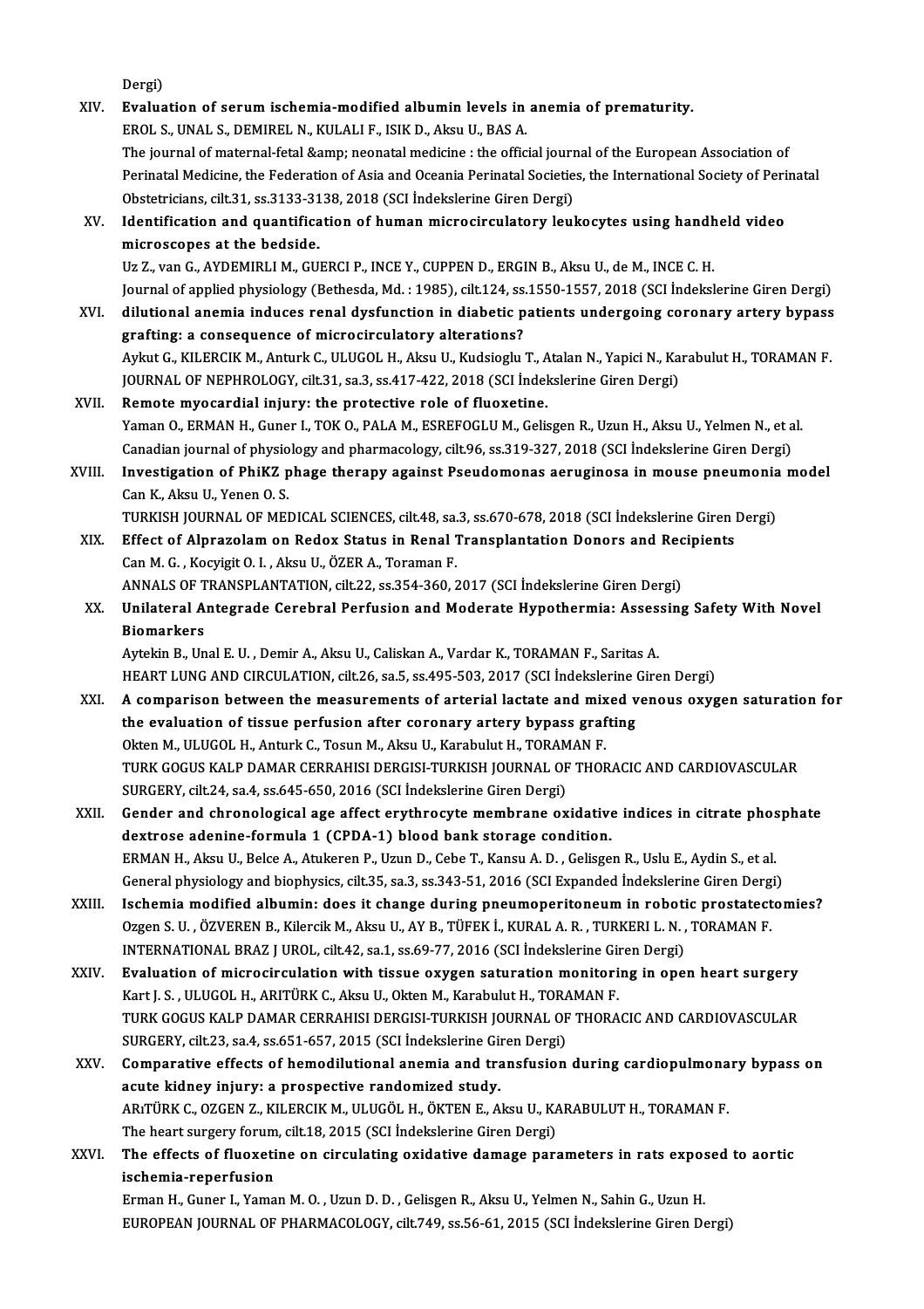Dergi)

XIV. **Evaluation of serum ischemia-modified albumin levels in anemia of prematurity.**
EROL S., UNAL S., DEMIREL N., KULALI F., ISIK D., Aksu U., BAS A.
The journal of maternal-fetal &amp; neonatal medicine : the official journal of the European Association of Perinatal Medicine, the Federation of Asia and Oceania Perinatal Societies, the International Society of Perinatal Obstetricians, cilt.31, ss.3133-3138, 2018 (SCI İndekslerine Giren Dergi)

XV. **Identification and quantification of human microcirculatory leukocytes using handheld video microscopes at the bedside.**
Uz Z., van G., AYDEMIRLI M., GUERCI P., INCE Y., CUPPEN D., ERGIN B., Aksu U., de M., INCE C. H.
Journal of applied physiology (Bethesda, Md. : 1985), cilt.124, ss.1550-1557, 2018 (SCI İndekslerine Giren Dergi)

XVI. **dilutional anemia induces renal dysfunction in diabetic patients undergoing coronary artery bypass grafting: a consequence of microcirculatory alterations?**
Aykut G., KILERCIK M., Anturk C., ULUGOL H., Aksu U., Kudsioglu T., Atalan N., Yapici N., Karabulut H., TORAMAN F.
JOURNAL OF NEPHROLOGY, cilt.31, sa.3, ss.417-422, 2018 (SCI İndekslerine Giren Dergi)

XVII. **Remote myocardial injury: the protective role of fluoxetine.**
Yaman O., ERMAN H., Guner I., TOK O., PALA M., ESREFOGLU M., Gelisgen R., Uzun H., Aksu U., Yelmen N., et al.
Canadian journal of physiology and pharmacology, cilt.96, ss.319-327, 2018 (SCI İndekslerine Giren Dergi)

XVIII. **Investigation of PhiKZ phage therapy against Pseudomonas aeruginosa in mouse pneumonia model**
Can K., Aksu U., Yenen O. S.
TURKISH JOURNAL OF MEDICAL SCIENCES, cilt.48, sa.3, ss.670-678, 2018 (SCI İndekslerine Giren Dergi)

XIX. **Effect of Alprazolam on Redox Status in Renal Transplantation Donors and Recipients**
Can M. G. , Kocyigit O. I. , Aksu U., ÖZER A., Toraman F.
ANNALS OF TRANSPLANTATION, cilt.22, ss.354-360, 2017 (SCI İndekslerine Giren Dergi)

XX. **Unilateral Antegrade Cerebral Perfusion and Moderate Hypothermia: Assessing Safety With Novel Biomarkers**
Aytekin B., Unal E. U. , Demir A., Aksu U., Caliskan A., Vardar K., TORAMAN F., Saritas A.
HEART LUNG AND CIRCULATION, cilt.26, sa.5, ss.495-503, 2017 (SCI İndekslerine Giren Dergi)

XXI. **A comparison between the measurements of arterial lactate and mixed venous oxygen saturation for the evaluation of tissue perfusion after coronary artery bypass grafting**
Okten M., ULUGOL H., Anturk C., Tosun M., Aksu U., Karabulut H., TORAMAN F.
TURK GOGUS KALP DAMAR CERRAHISI DERGISI-TURKISH JOURNAL OF THORACIC AND CARDIOVASCULAR SURGERY, cilt.24, sa.4, ss.645-650, 2016 (SCI İndekslerine Giren Dergi)

XXII. **Gender and chronological age affect erythrocyte membrane oxidative indices in citrate phosphate dextrose adenine-formula 1 (CPDA-1) blood bank storage condition.**
ERMAN H., Aksu U., Belce A., Atukeren P., Uzun D., Cebe T., Kansu A. D. , Gelisgen R., Uslu E., Aydin S., et al.
General physiology and biophysics, cilt.35, sa.3, ss.343-51, 2016 (SCI Expanded İndekslerine Giren Dergi)

XXIII. **Ischemia modified albumin: does it change during pneumoperitoneum in robotic prostatectomies?**
Ozgen S. U. , ÖZVEREN B., Kilercik M., Aksu U., AY B., TÜFEK İ., KURAL A. R. , TURKERI L. N. , TORAMAN F.
INTERNATIONAL BRAZ J UROL, cilt.42, sa.1, ss.69-77, 2016 (SCI İndekslerine Giren Dergi)

XXIV. **Evaluation of microcirculation with tissue oxygen saturation monitoring in open heart surgery**
Kart J. S. , ULUGOL H., ARITÜRK C., Aksu U., Okten M., Karabulut H., TORAMAN F.
TURK GOGUS KALP DAMAR CERRAHISI DERGISI-TURKISH JOURNAL OF THORACIC AND CARDIOVASCULAR SURGERY, cilt.23, sa.4, ss.651-657, 2015 (SCI İndekslerine Giren Dergi)

XXV. **Comparative effects of hemodilutional anemia and transfusion during cardiopulmonary bypass on acute kidney injury: a prospective randomized study.**
ARıTÜRK C., OZGEN Z., KILERCIK M., ULUGÖL H., ÖKTEN E., Aksu U., KARABULUT H., TORAMAN F.
The heart surgery forum, cilt.18, 2015 (SCI İndekslerine Giren Dergi)

XXVI. **The effects of fluoxetine on circulating oxidative damage parameters in rats exposed to aortic ischemia-reperfusion**
Erman H., Guner I., Yaman M. O. , Uzun D. D. , Gelisgen R., Aksu U., Yelmen N., Sahin G., Uzun H.
EUROPEAN JOURNAL OF PHARMACOLOGY, cilt.749, ss.56-61, 2015 (SCI İndekslerine Giren Dergi)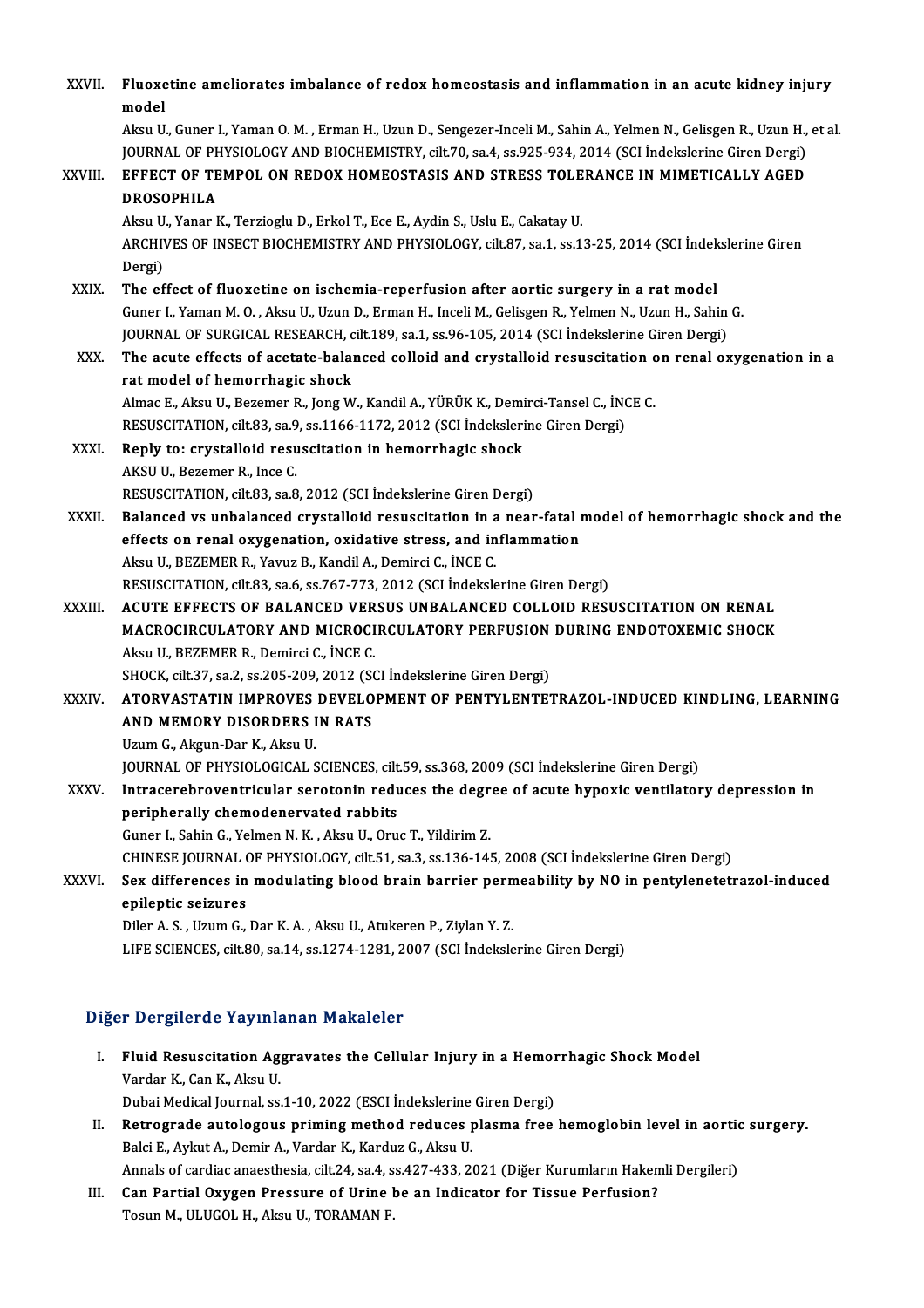XXVII. **Fluoxetine ameliorates imbalance of redox homeostasis and inflammation in an acute kidney injury model**
Aksu U., Guner I., Yaman O. M. , Erman H., Uzun D., Sengezer-Inceli M., Sahin A., Yelmen N., Gelisgen R., Uzun H., et al.
JOURNAL OF PHYSIOLOGY AND BIOCHEMISTRY, cilt.70, sa.4, ss.925-934, 2014 (SCI İndekslerine Giren Dergi)

XXVIII. **EFFECT OF TEMPOL ON REDOX HOMEOSTASIS AND STRESS TOLERANCE IN MIMETICALLY AGED DROSOPHILA**
Aksu U., Yanar K., Terzioglu D., Erkol T., Ece E., Aydin S., Uslu E., Cakatay U.
ARCHIVES OF INSECT BIOCHEMISTRY AND PHYSIOLOGY, cilt.87, sa.1, ss.13-25, 2014 (SCI İndekslerine Giren Dergi)

XXIX. **The effect of fluoxetine on ischemia-reperfusion after aortic surgery in a rat model**
Guner I., Yaman M. O. , Aksu U., Uzun D., Erman H., Inceli M., Gelisgen R., Yelmen N., Uzun H., Sahin G.
JOURNAL OF SURGICAL RESEARCH, cilt.189, sa.1, ss.96-105, 2014 (SCI İndekslerine Giren Dergi)

XXX. **The acute effects of acetate-balanced colloid and crystalloid resuscitation on renal oxygenation in a rat model of hemorrhagic shock**
Almac E., Aksu U., Bezemer R., Jong W., Kandil A., YÜRÜK K., Demirci-Tansel C., İNCE C.
RESUSCITATION, cilt.83, sa.9, ss.1166-1172, 2012 (SCI İndekslerine Giren Dergi)

XXXI. **Reply to: crystalloid resuscitation in hemorrhagic shock**
AKSU U., Bezemer R., Ince C.
RESUSCITATION, cilt.83, sa.8, 2012 (SCI İndekslerine Giren Dergi)

XXXII. **Balanced vs unbalanced crystalloid resuscitation in a near-fatal model of hemorrhagic shock and the effects on renal oxygenation, oxidative stress, and inflammation**
Aksu U., BEZEMER R., Yavuz B., Kandil A., Demirci C., İNCE C.
RESUSCITATION, cilt.83, sa.6, ss.767-773, 2012 (SCI İndekslerine Giren Dergi)

XXXIII. **ACUTE EFFECTS OF BALANCED VERSUS UNBALANCED COLLOID RESUSCITATION ON RENAL MACROCIRCULATORY AND MICROCIRCULATORY PERFUSION DURING ENDOTOXEMIC SHOCK**
Aksu U., BEZEMER R., Demirci C., İNCE C.
SHOCK, cilt.37, sa.2, ss.205-209, 2012 (SCI İndekslerine Giren Dergi)

XXXIV. **ATORVASTATIN IMPROVES DEVELOPMENT OF PENTYLENTETRAZOL-INDUCED KINDLING, LEARNING AND MEMORY DISORDERS IN RATS**
Uzum G., Akgun-Dar K., Aksu U.
JOURNAL OF PHYSIOLOGICAL SCIENCES, cilt.59, ss.368, 2009 (SCI İndekslerine Giren Dergi)

XXXV. **Intracerebroventricular serotonin reduces the degree of acute hypoxic ventilatory depression in peripherally chemodenervated rabbits**
Guner I., Sahin G., Yelmen N. K. , Aksu U., Oruc T., Yildirim Z.
CHINESE JOURNAL OF PHYSIOLOGY, cilt.51, sa.3, ss.136-145, 2008 (SCI İndekslerine Giren Dergi)

XXXVI. **Sex differences in modulating blood brain barrier permeability by NO in pentylenetetrazol-induced epileptic seizures**
Diler A. S. , Uzum G., Dar K. A. , Aksu U., Atukeren P., Ziylan Y. Z.
LIFE SCIENCES, cilt.80, sa.14, ss.1274-1281, 2007 (SCI İndekslerine Giren Dergi)

## Diğer Dergilerde Yayınlanan Makaleler

I. **Fluid Resuscitation Aggravates the Cellular Injury in a Hemorrhagic Shock Model**
Vardar K., Can K., Aksu U.
Dubai Medical Journal, ss.1-10, 2022 (ESCI İndekslerine Giren Dergi)

II. **Retrograde autologous priming method reduces plasma free hemoglobin level in aortic surgery.**
Balci E., Aykut A., Demir A., Vardar K., Karduz G., Aksu U.
Annals of cardiac anaesthesia, cilt.24, sa.4, ss.427-433, 2021 (Diğer Kurumların Hakemli Dergileri)

III. **Can Partial Oxygen Pressure of Urine be an Indicator for Tissue Perfusion?**
Tosun M., ULUGOL H., Aksu U., TORAMAN F.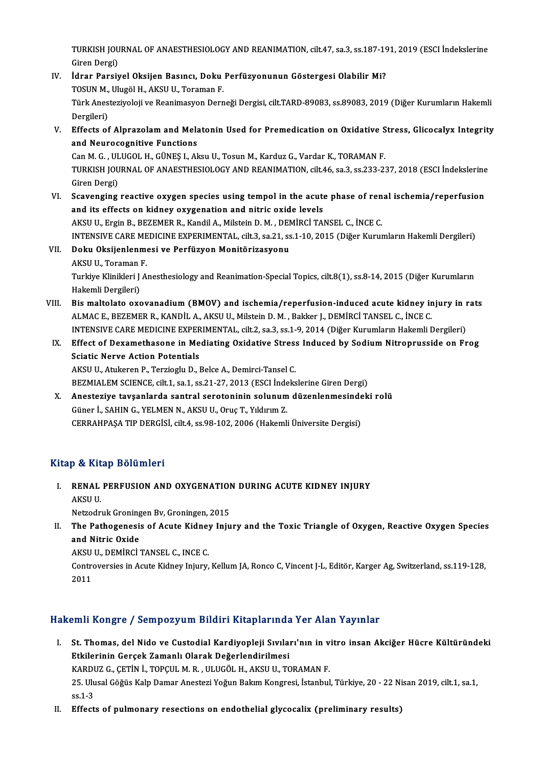TURKISH JOURNAL OF ANAESTHESIOLOGY AND REANIMATION, cilt.47, sa.3, ss.187-191, 2019 (ESCI İndekslerine Giren Dergi)

IV. **İdrar Parsiyel Oksijen Basıncı, Doku Perfüzyonunun Göstergesi Olabilir Mi?**
TOSUN M., Ulugöl H., AKSU U., Toraman F.
Türk Anesteziyoloji ve Reanimasyon Derneği Dergisi, cilt.TARD-89083, ss.89083, 2019 (Diğer Kurumların Hakemli Dergileri)

V. **Effects of Alprazolam and Melatonin Used for Premedication on Oxidative Stress, Glicocalyx Integrity and Neurocognitive Functions**
Can M. G. , ULUGOL H., GÜNEŞ I., Aksu U., Tosun M., Karduz G., Vardar K., TORAMAN F.
TURKISH JOURNAL OF ANAESTHESIOLOGY AND REANIMATION, cilt.46, sa.3, ss.233-237, 2018 (ESCI İndekslerine Giren Dergi)

VI. **Scavenging reactive oxygen species using tempol in the acute phase of renal ischemia/reperfusion and its effects on kidney oxygenation and nitric oxide levels**
AKSU U., Ergin B., BEZEMER R., Kandil A., Milstein D. M. , DEMİRCİ TANSEL C., İNCE C.
INTENSIVE CARE MEDICINE EXPERIMENTAL, cilt.3, sa.21, ss.1-10, 2015 (Diğer Kurumların Hakemli Dergileri)

VII. **Doku Oksijenlenmesi ve Perfüzyon Monitörizasyonu**
AKSU U., Toraman F.
Turkiye Klinikleri J Anesthesiology and Reanimation-Special Topics, cilt.8(1), ss.8-14, 2015 (Diğer Kurumların Hakemli Dergileri)

VIII. **Bis maltolato oxovanadium (BMOV) and ischemia/reperfusion-induced acute kidney injury in rats**
ALMAC E., BEZEMER R., KANDİL A., AKSU U., Milstein D. M. , Bakker J., DEMİRCİ TANSEL C., İNCE C.
INTENSIVE CARE MEDICINE EXPERIMENTAL, cilt.2, sa.3, ss.1-9, 2014 (Diğer Kurumların Hakemli Dergileri)

IX. **Effect of Dexamethasone in Mediating Oxidative Stress Induced by Sodium Nitroprusside on Frog Sciatic Nerve Action Potentials**
AKSU U., Atukeren P., Terzioglu D., Belce A., Demirci-Tansel C.
BEZMIALEM SCIENCE, cilt.1, sa.1, ss.21-27, 2013 (ESCI İndekslerine Giren Dergi)

X. **Anesteziye tavşanlarda santral serotoninin solunum düzenlenmesindeki rolü**
Güner İ., SAHIN G., YELMEN N., AKSU U., Oruç T., Yıldırım Z.
CERRAHPAŞA TIP DERGİSİ, cilt.4, ss.98-102, 2006 (Hakemli Üniversite Dergisi)

## Kitap & Kitap Bölümleri

I. **RENAL PERFUSION AND OXYGENATION DURING ACUTE KIDNEY INJURY**
AKSU U.
Netzodruk Groningen Bv, Groningen, 2015

II. **The Pathogenesis of Acute Kidney Injury and the Toxic Triangle of Oxygen, Reactive Oxygen Species and Nitric Oxide**
AKSU U., DEMİRCİ TANSEL C., INCE C.
Controversies in Acute Kidney Injury, Kellum JA, Ronco C, Vincent J-L, Editör, Karger Ag, Switzerland, ss.119-128, 2011

## Hakemli Kongre / Sempozyum Bildiri Kitaplarında Yer Alan Yayınlar

I. **St. Thomas, del Nido ve Custodial Kardiyopleji Sıvıları'nın in vitro insan Akciğer Hücre Kültüründeki Etkilerinin Gerçek Zamanlı Olarak Değerlendirilmesi**
KARDUZ G., ÇETİN İ., TOPÇUL M. R. , ULUGÖL H., AKSU U., TORAMAN F.
25. Ulusal Göğüs Kalp Damar Anestezi Yoğun Bakım Kongresi, İstanbul, Türkiye, 20 - 22 Nisan 2019, cilt.1, sa.1, ss.1-3

II. **Effects of pulmonary resections on endothelial glycocalix (preliminary results)**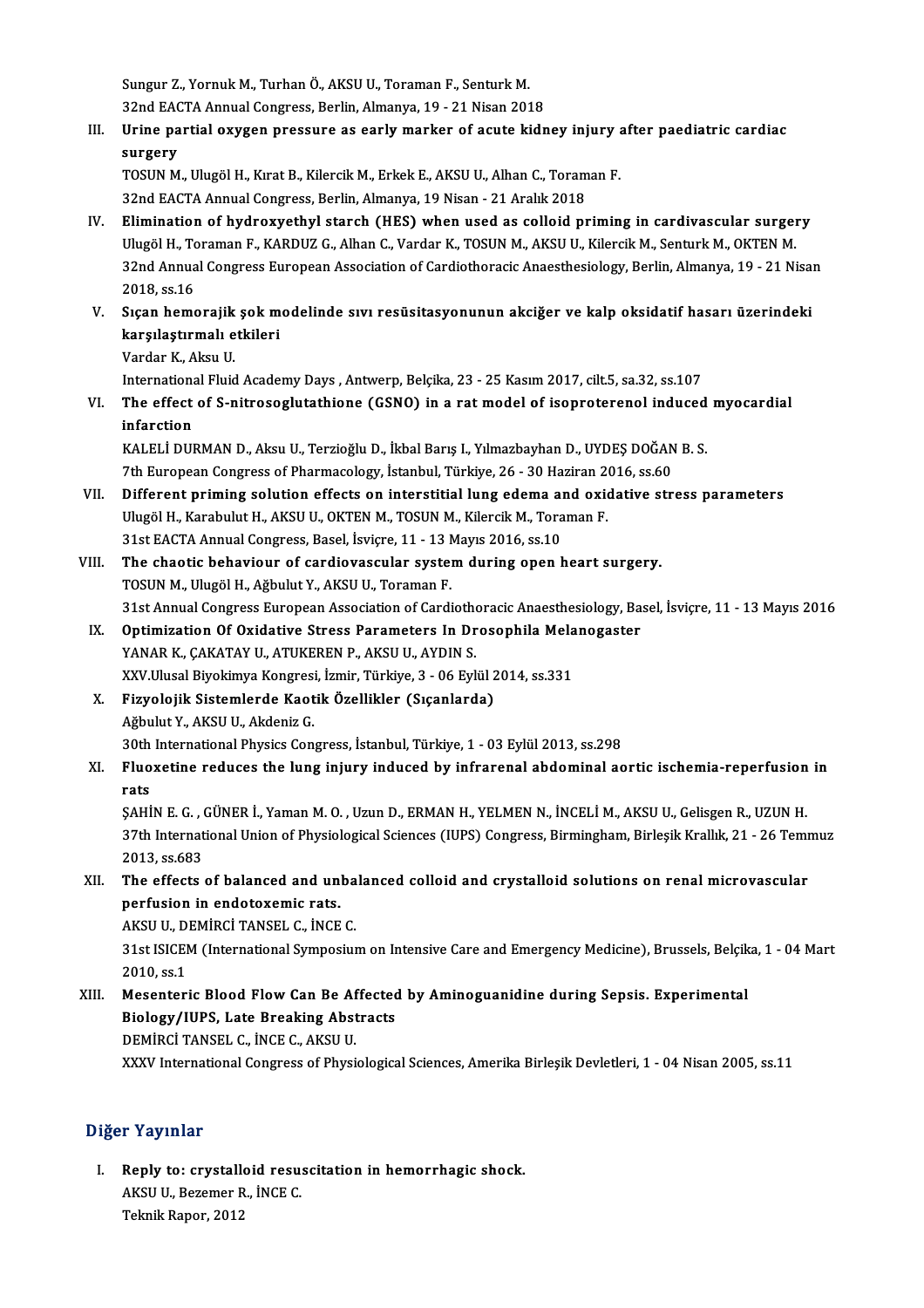Sungur Z., Yornuk M., Turhan Ö., AKSU U., Toraman F., Senturk M.
32nd EACTA Annual Congress, Berlin, Almanya, 19 - 21 Nisan 2018

III. **Urine partial oxygen pressure as early marker of acute kidney injury after paediatric cardiac surgery**
TOSUN M., Ulugöl H., Kırat B., Kilercik M., Erkek E., AKSU U., Alhan C., Toraman F.
32nd EACTA Annual Congress, Berlin, Almanya, 19 Nisan - 21 Aralık 2018

IV. **Elimination of hydroxyethyl starch (HES) when used as colloid priming in cardivascular surgery**
Ulugöl H., Toraman F., KARDUZ G., Alhan C., Vardar K., TOSUN M., AKSU U., Kilercik M., Senturk M., OKTEN M.
32nd Annual Congress European Association of Cardiothoracic Anaesthesiology, Berlin, Almanya, 19 - 21 Nisan 2018, ss.16

V. **Sıçan hemorajik şok modelinde sıvı resüsitasyonunun akciğer ve kalp oksidatif hasarı üzerindeki karşılaştırmalı etkileri**
Vardar K., Aksu U.
International Fluid Academy Days , Antwerp, Belçika, 23 - 25 Kasım 2017, cilt.5, sa.32, ss.107

VI. **The effect of S-nitrosoglutathione (GSNO) in a rat model of isoproterenol induced myocardial infarction**
KALELİ DURMAN D., Aksu U., Terzioğlu D., İkbal Barış I., Yılmazbayhan D., UYDEŞ DOĞAN B. S.
7th European Congress of Pharmacology, İstanbul, Türkiye, 26 - 30 Haziran 2016, ss.60

VII. **Different priming solution effects on interstitial lung edema and oxidative stress parameters**
Ulugöl H., Karabulut H., AKSU U., OKTEN M., TOSUN M., Kilercik M., Toraman F.
31st EACTA Annual Congress, Basel, İsviçre, 11 - 13 Mayıs 2016, ss.10

VIII. **The chaotic behaviour of cardiovascular system during open heart surgery.**
TOSUN M., Ulugöl H., Ağbulut Y., AKSU U., Toraman F.
31st Annual Congress European Association of Cardiothoracic Anaesthesiology, Basel, İsviçre, 11 - 13 Mayıs 2016

IX. **Optimization Of Oxidative Stress Parameters In Drosophila Melanogaster**
YANAR K., ÇAKATAY U., ATUKEREN P., AKSU U., AYDIN S.
XXV.Ulusal Biyokimya Kongresi, İzmir, Türkiye, 3 - 06 Eylül 2014, ss.331

X. **Fizyolojik Sistemlerde Kaotik Özellikler (Sıçanlarda)**
Ağbulut Y., AKSU U., Akdeniz G.
30th International Physics Congress, İstanbul, Türkiye, 1 - 03 Eylül 2013, ss.298

XI. **Fluoxetine reduces the lung injury induced by infrarenal abdominal aortic ischemia-reperfusion in rats**
ŞAHİN E. G. , GÜNER İ., Yaman M. O. , Uzun D., ERMAN H., YELMEN N., İNCELİ M., AKSU U., Gelisgen R., UZUN H.
37th International Union of Physiological Sciences (IUPS) Congress, Birmingham, Birleşik Krallık, 21 - 26 Temmuz 2013, ss.683

XII. **The effects of balanced and unbalanced colloid and crystalloid solutions on renal microvascular perfusion in endotoxemic rats.**
AKSU U., DEMİRCİ TANSEL C., İNCE C.
31st ISICEM (International Symposium on Intensive Care and Emergency Medicine), Brussels, Belçika, 1 - 04 Mart 2010, ss.1

XIII. **Mesenteric Blood Flow Can Be Affected by Aminoguanidine during Sepsis. Experimental Biology/IUPS, Late Breaking Abstracts**
DEMİRCİ TANSEL C., İNCE C., AKSU U.
XXXV International Congress of Physiological Sciences, Amerika Birleşik Devletleri, 1 - 04 Nisan 2005, ss.11

## Diğer Yayınlar

I. **Reply to: crystalloid resuscitation in hemorrhagic shock.**
AKSU U., Bezemer R., İNCE C.
Teknik Rapor, 2012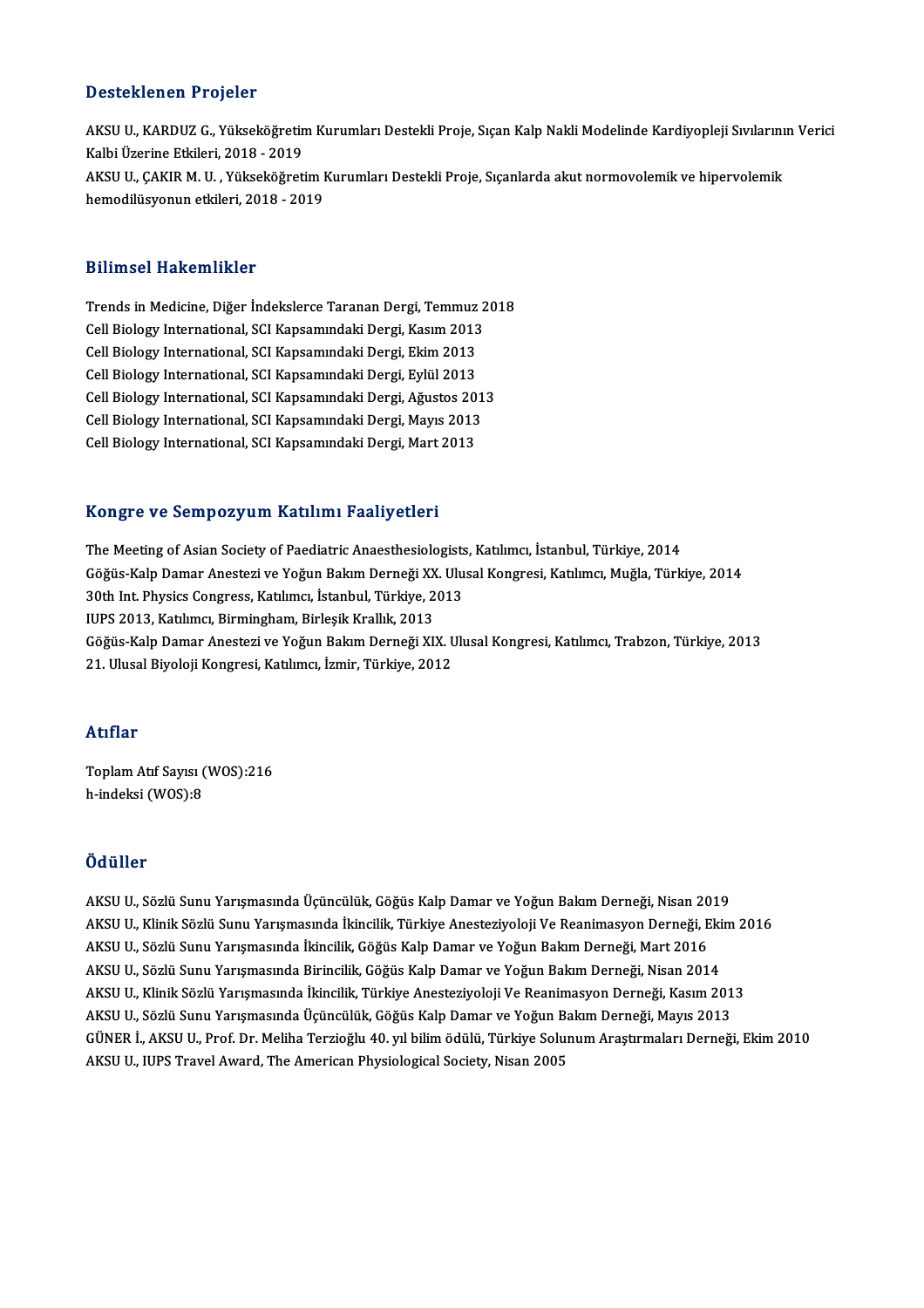## Desteklenen Projeler

AKSU U., KARDUZ G., Yükseköğretim Kurumları Destekli Proje, Sıçan Kalp Nakli Modelinde Kardiyopleji Sıvılarının Verici Kalbi Üzerine Etkileri, 2018 - 2019

AKSU U., ÇAKIR M. U. , Yükseköğretim Kurumları Destekli Proje, Sıçanlarda akut normovolemik ve hipervolemik hemodilüsyonun etkileri, 2018 - 2019

## Bilimsel Hakemlikler

Trends in Medicine, Diğer İndekslerce Taranan Dergi, Temmuz 2018
Cell Biology International, SCI Kapsamındaki Dergi, Kasım 2013
Cell Biology International, SCI Kapsamındaki Dergi, Ekim 2013
Cell Biology International, SCI Kapsamındaki Dergi, Eylül 2013
Cell Biology International, SCI Kapsamındaki Dergi, Ağustos 2013
Cell Biology International, SCI Kapsamındaki Dergi, Mayıs 2013
Cell Biology International, SCI Kapsamındaki Dergi, Mart 2013

## Kongre ve Sempozyum Katılımı Faaliyetleri

The Meeting of Asian Society of Paediatric Anaesthesiologists, Katılımcı, İstanbul, Türkiye, 2014
Göğüs-Kalp Damar Anestezi ve Yoğun Bakım Derneği XX. Ulusal Kongresi, Katılımcı, Muğla, Türkiye, 2014
30th Int. Physics Congress, Katılımcı, İstanbul, Türkiye, 2013
IUPS 2013, Katılımcı, Birmingham, Birleşik Krallık, 2013
Göğüs-Kalp Damar Anestezi ve Yoğun Bakım Derneği XIX. Ulusal Kongresi, Katılımcı, Trabzon, Türkiye, 2013
21. Ulusal Biyoloji Kongresi, Katılımcı, İzmir, Türkiye, 2012

## Atıflar

Toplam Atıf Sayısı (WOS):216
h-indeksi (WOS):8

## Ödüller

AKSU U., Sözlü Sunu Yarışmasında Üçüncülük, Göğüs Kalp Damar ve Yoğun Bakım Derneği, Nisan 2019
AKSU U., Klinik Sözlü Sunu Yarışmasında İkincilik, Türkiye Anesteziyoloji Ve Reanimasyon Derneği, Ekim 2016
AKSU U., Sözlü Sunu Yarışmasında İkincilik, Göğüs Kalp Damar ve Yoğun Bakım Derneği, Mart 2016
AKSU U., Sözlü Sunu Yarışmasında Birincilik, Göğüs Kalp Damar ve Yoğun Bakım Derneği, Nisan 2014
AKSU U., Klinik Sözlü Yarışmasında İkincilik, Türkiye Anesteziyoloji Ve Reanimasyon Derneği, Kasım 2013
AKSU U., Sözlü Sunu Yarışmasında Üçüncülük, Göğüs Kalp Damar ve Yoğun Bakım Derneği, Mayıs 2013
GÜNER İ., AKSU U., Prof. Dr. Meliha Terzioğlu 40. yıl bilim ödülü, Türkiye Solunum Araştırmaları Derneği, Ekim 2010
AKSU U., IUPS Travel Award, The American Physiological Society, Nisan 2005